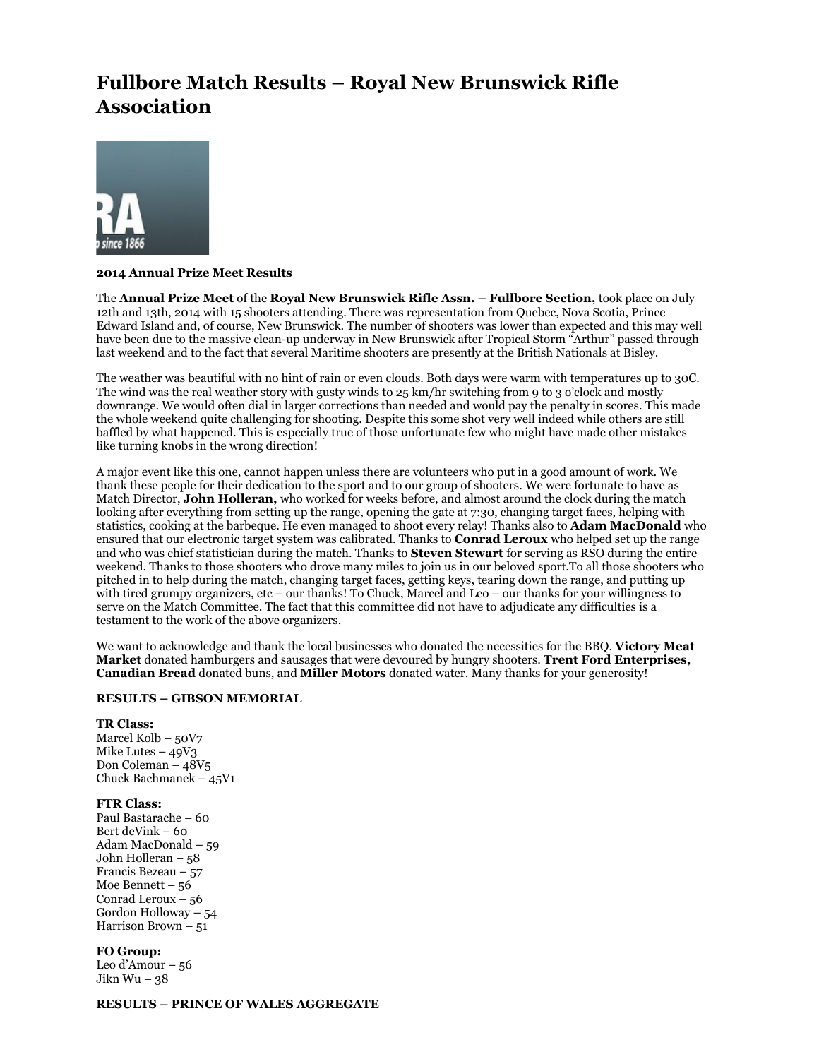# Fullbore Match Results – Royal New Brunswick Rifle Association

**2014 Annual Prize Meet Results**

The **Annual Prize Meet** of the **Royal New Brunswick Rifle Assn. – Fullbore Section,** took place on July 12th and 13th, 2014 with 15 shooters attending. There was representation from Quebec, Nova Scotia, Prince Edward Island and, of course, New Brunswick. The number of shooters was lower than expected and this may well have been due to the massive clean-up underway in New Brunswick after Tropical Storm "Arthur" passed through last weekend and to the fact that several Maritime shooters are presently at the British Nationals at Bisley.

The weather was beautiful with no hint of rain or even clouds. Both days were warm with temperatures up to 30C. The wind was the real weather story with gusty winds to 25 km/hr switching from 9 to 3 o'clock and mostly downrange. We would often dial in larger corrections than needed and would pay the penalty in scores. This made the whole weekend quite challenging for shooting. Despite this some shot very well indeed while others are still baffled by what happened. This is especially true of those unfortunate few who might have made other mistakes like turning knobs in the wrong direction!

A major event like this one, cannot happen unless there are volunteers who put in a good amount of work. We thank these people for their dedication to the sport and to our group of shooters. We were fortunate to have as Match Director, **John Holleran,** who worked for weeks before, and almost around the clock during the match looking after everything from setting up the range, opening the gate at 7:30, changing target faces, helping with statistics, cooking at the barbeque. He even managed to shoot every relay! Thanks also to **Adam MacDonald** who ensured that our electronic target system was calibrated. Thanks to **Conrad Leroux** who helped set up the range and who was chief statistician during the match. Thanks to **Steven Stewart** for serving as RSO during the entire weekend. Thanks to those shooters who drove many miles to join us in our beloved sport.To all those shooters who pitched in to help during the match, changing target faces, getting keys, tearing down the range, and putting up with tired grumpy organizers, etc – our thanks! To Chuck, Marcel and Leo – our thanks for your willingness to serve on the Match Committee. The fact that this committee did not have to adjudicate any difficulties is a testament to the work of the above organizers.

We want to acknowledge and thank the local businesses who donated the necessities for the BBQ. **Victory Meat Market** donated hamburgers and sausages that were devoured by hungry shooters. **Trent Ford Enterprises, Canadian Bread** donated buns, and **Miller Motors** donated water. Many thanks for your generosity!

**RESULTS – GIBSON MEMORIAL**

**TR Class:**
Marcel Kolb – 50V7
Mike Lutes – 49V3
Don Coleman – 48V5
Chuck Bachmanek – 45V1

**FTR Class:**
Paul Bastarache – 60
Bert deVink – 60
Adam MacDonald – 59
John Holleran – 58
Francis Bezeau – 57
Moe Bennett – 56
Conrad Leroux – 56
Gordon Holloway – 54
Harrison Brown – 51

**FO Group:**
Leo d'Amour – 56
Jikn Wu – 38

**RESULTS – PRINCE OF WALES AGGREGATE**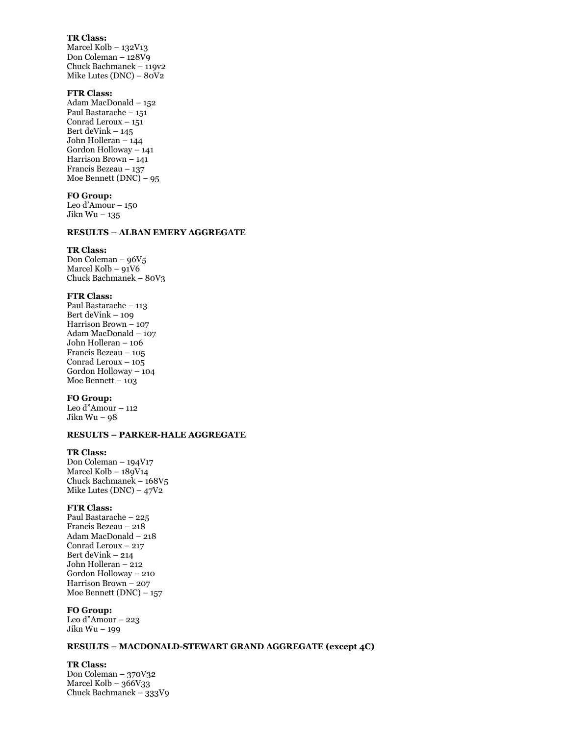**TR Class:**
Marcel Kolb – 132V13
Don Coleman – 128V9
Chuck Bachmanek – 119v2
Mike Lutes (DNC) – 80V2

**FTR Class:**
Adam MacDonald – 152
Paul Bastarache – 151
Conrad Leroux – 151
Bert deVink – 145
John Holleran – 144
Gordon Holloway – 141
Harrison Brown – 141
Francis Bezeau – 137
Moe Bennett (DNC) – 95

**FO Group:**
Leo d'Amour – 150
Jikn Wu – 135

**RESULTS – ALBAN EMERY AGGREGATE**

**TR Class:**
Don Coleman – 96V5
Marcel Kolb – 91V6
Chuck Bachmanek – 80V3

**FTR Class:**
Paul Bastarache – 113
Bert deVink – 109
Harrison Brown – 107
Adam MacDonald – 107
John Holleran – 106
Francis Bezeau – 105
Conrad Leroux – 105
Gordon Holloway – 104
Moe Bennett – 103

**FO Group:**
Leo d"Amour – 112
Jikn Wu – 98

**RESULTS – PARKER-HALE AGGREGATE**

**TR Class:**
Don Coleman – 194V17
Marcel Kolb – 189V14
Chuck Bachmanek – 168V5
Mike Lutes (DNC) – 47V2

**FTR Class:**
Paul Bastarache – 225
Francis Bezeau – 218
Adam MacDonald – 218
Conrad Leroux – 217
Bert deVink – 214
John Holleran – 212
Gordon Holloway – 210
Harrison Brown – 207
Moe Bennett (DNC) – 157

**FO Group:**
Leo d"Amour – 223
Jikn Wu – 199

**RESULTS – MACDONALD-STEWART GRAND AGGREGATE (except 4C)**

**TR Class:**
Don Coleman – 370V32
Marcel Kolb – 366V33
Chuck Bachmanek – 333V9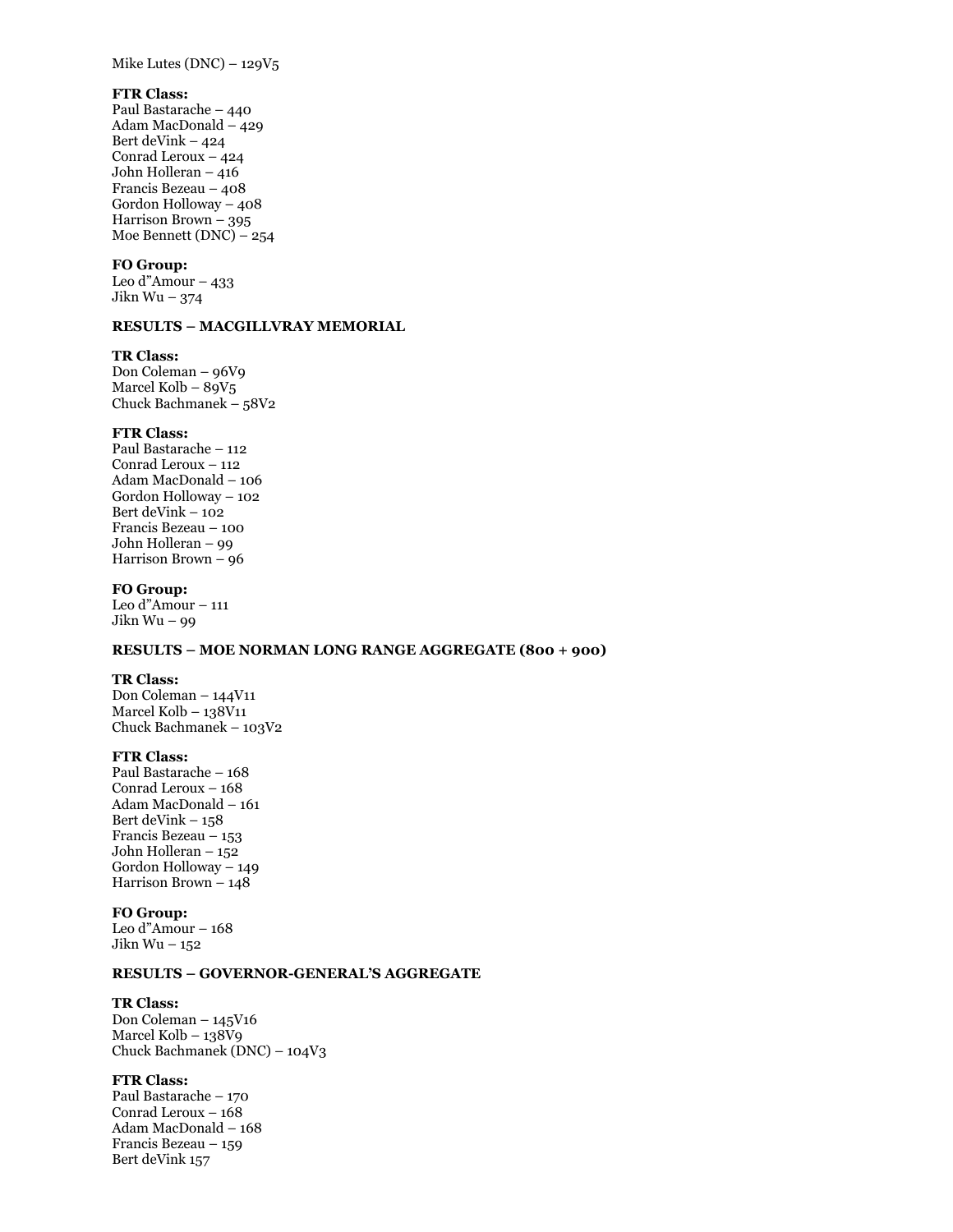Mike Lutes (DNC) – 129V5

**FTR Class:**
Paul Bastarache – 440
Adam MacDonald – 429
Bert deVink – 424
Conrad Leroux – 424
John Holleran – 416
Francis Bezeau – 408
Gordon Holloway – 408
Harrison Brown – 395
Moe Bennett (DNC) – 254

**FO Group:**
Leo d"Amour – 433
Jikn Wu – 374

**RESULTS – MACGILLVRAY MEMORIAL**

**TR Class:**
Don Coleman – 96V9
Marcel Kolb – 89V5
Chuck Bachmanek – 58V2

**FTR Class:**
Paul Bastarache – 112
Conrad Leroux – 112
Adam MacDonald – 106
Gordon Holloway – 102
Bert deVink – 102
Francis Bezeau – 100
John Holleran – 99
Harrison Brown – 96

**FO Group:**
Leo d"Amour – 111
Jikn Wu – 99

**RESULTS – MOE NORMAN LONG RANGE AGGREGATE (800 + 900)**

**TR Class:**
Don Coleman – 144V11
Marcel Kolb – 138V11
Chuck Bachmanek – 103V2

**FTR Class:**
Paul Bastarache – 168
Conrad Leroux – 168
Adam MacDonald – 161
Bert deVink – 158
Francis Bezeau – 153
John Holleran – 152
Gordon Holloway – 149
Harrison Brown – 148

**FO Group:**
Leo d"Amour – 168
Jikn Wu – 152

**RESULTS – GOVERNOR-GENERAL'S AGGREGATE**

**TR Class:**
Don Coleman – 145V16
Marcel Kolb – 138V9
Chuck Bachmanek (DNC) – 104V3

**FTR Class:**
Paul Bastarache – 170
Conrad Leroux – 168
Adam MacDonald – 168
Francis Bezeau – 159
Bert deVink 157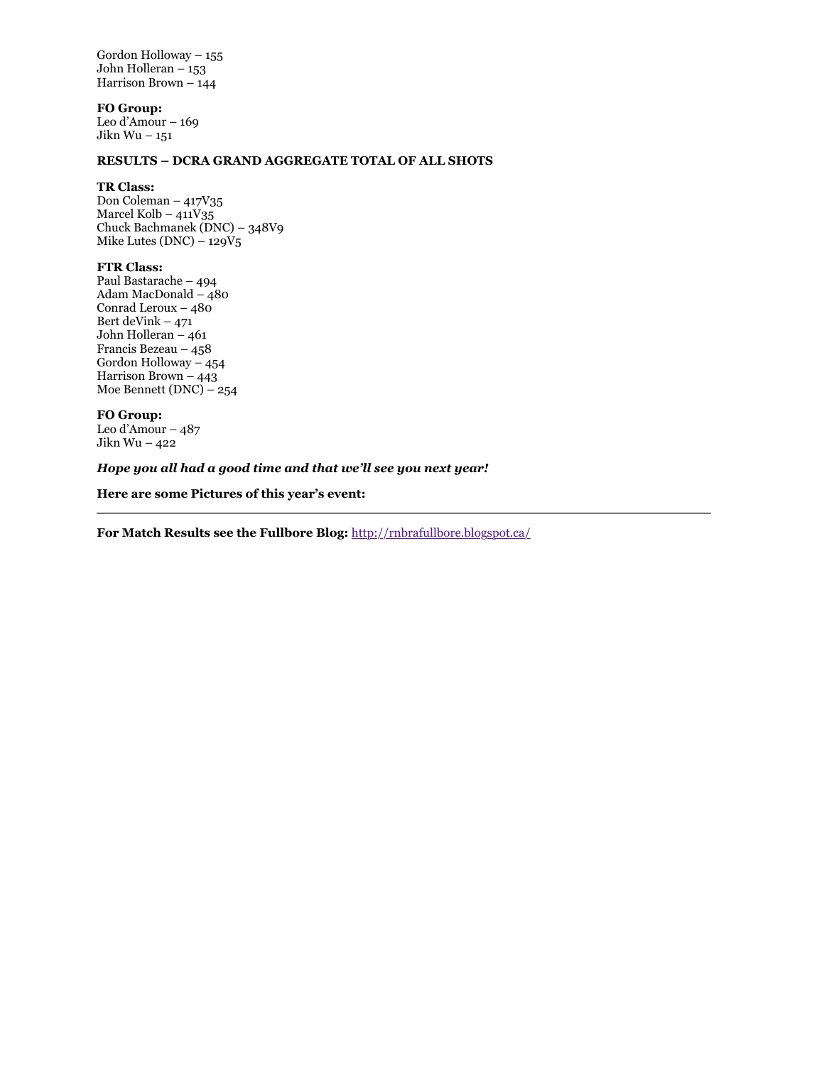Gordon Holloway – 155
John Holleran – 153
Harrison Brown – 144

**FO Group:**
Leo d'Amour – 169
Jikn Wu – 151

**RESULTS – DCRA GRAND AGGREGATE TOTAL OF ALL SHOTS**

**TR Class:**
Don Coleman – 417V35
Marcel Kolb – 411V35
Chuck Bachmanek (DNC) – 348V9
Mike Lutes (DNC) – 129V5

**FTR Class:**
Paul Bastarache – 494
Adam MacDonald – 480
Conrad Leroux – 480
Bert deVink – 471
John Holleran – 461
Francis Bezeau – 458
Gordon Holloway – 454
Harrison Brown – 443
Moe Bennett (DNC) – 254

**FO Group:**
Leo d'Amour – 487
Jikn Wu – 422

***Hope you all had a good time and that we'll see you next year!***

**Here are some Pictures of this year's event:**

---

**For Match Results see the Fullbore Blog:** http://rnbrafullbore.blogspot.ca/